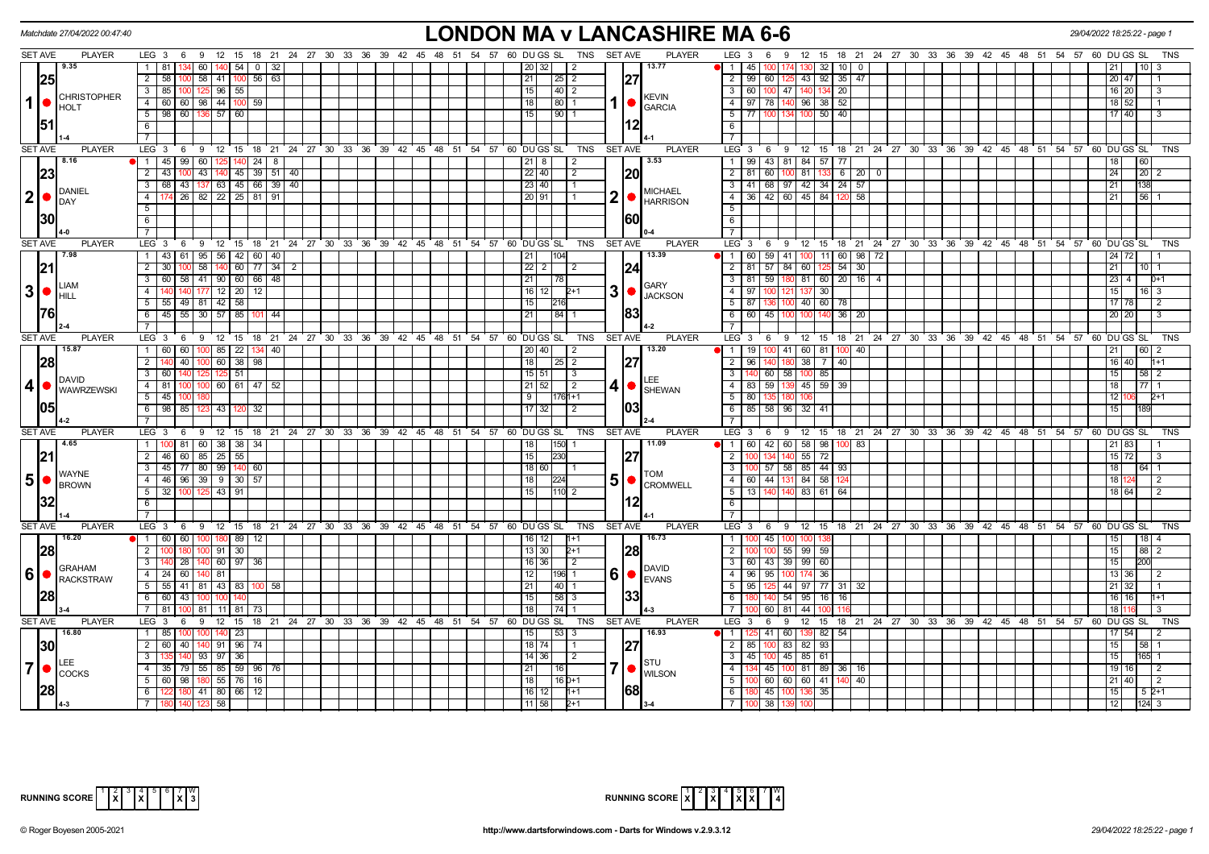Matchdate 27/04/2022 00:47:40

# LONDON MA v LANCASHIRE MA 6-6

29/04/2022 18:25:22 - page 1

| SET AVE | PLAYER | LEG | 3 | 6 | 9 | 12 | 15 | 18 | 21 | 24 | DU | GS | SL | TNS | SET AVE | PLAYER | LEG | 3 | 6 | 9 | 12 | 15 | 18 | 21 | 24 | DU | GS | SL | TNS |
|---|---|---|---|---|---|---|---|---|---|---|---|---|---|---|---|---|---|---|---|---|---|---|---|---|---|---|---|---|---|
| 9.35 | 1 CHRISTOPHER HOLT | 1 | 81 | 134 | 60 | 140 | 54 | 0 | 32 | | 20 | 32 | | 2 | 13.77 | 1 KEVIN GARCIA | 1 | 45 | 100 | 174 | 130 | 32 | 10 | 0 | | 21 | | 10 | 3 |
| 25 | | 2 | 58 | 100 | 58 | 41 | 100 | 56 | 63 | | 21 | | 25 | 2 | 27 | | 2 | 99 | 60 | 125 | 43 | 92 | 35 | 47 | | 20 | 47 | | 1 |
| | | 3 | 85 | 100 | 125 | 96 | 55 | | | | 15 | | 40 | 2 | | | 3 | 60 | 100 | 47 | 140 | 134 | 20 | | | 16 | 20 | | 3 |
| | | 4 | 60 | 60 | 98 | 44 | 100 | 59 | | | 18 | | 80 | 1 | | | 4 | 97 | 78 | 140 | 96 | 38 | 52 | | | 18 | 52 | | 1 |
| 51 | | 5 | 98 | 60 | 136 | 57 | 60 | | | | 15 | | 90 | 1 | 12 | | 5 | 77 | 100 | 134 | 100 | 50 | 40 | | | 17 | 40 | | 3 |
| 1-4 | | | | | | | | | | | | | | | 4-1 | | | | | | | | | | | | | | |
| 8.16 | 2 DANIEL DAY | 1 | 45 | 99 | 60 | 125 | 140 | 24 | 8 | | 21 | 8 | | 2 | 3.53 | 2 MICHAEL HARRISON | 1 | 99 | 43 | 81 | 84 | 57 | 77 | | | 18 | | 60 | |
| 23 | | 2 | 43 | 100 | 43 | 140 | 45 | 39 | 51 | 40 | 22 | 40 | | 2 | 20 | | 2 | 81 | 60 | 100 | 81 | 133 | 6 | 20 | 0 | 24 | | 20 | 2 |
| | | 3 | 68 | 43 | 137 | 63 | 45 | 66 | 39 | 40 | 23 | 40 | | 1 | | | 3 | 41 | 68 | 97 | 42 | 34 | 24 | 57 | | 21 | | 138 | |
| | | 4 | 174 | 26 | 82 | 22 | 25 | 81 | 91 | | 20 | 91 | | 1 | | | 4 | 36 | 42 | 60 | 45 | 84 | 120 | 58 | | 21 | | 56 | 1 |
| 30 | | | | | | | | | | | | | | | 60 | | | | | | | | | | | | | | |
| 4-0 | | | | | | | | | | | | | | | 0-4 | | | | | | | | | | | | | | |
| 7.98 | 3 LIAM HILL | 1 | 43 | 61 | 95 | 56 | 42 | 60 | 40 | | 21 | | 104 | | 13.39 | 3 GARY JACKSON | 1 | 60 | 59 | 41 | 100 | 11 | 60 | 98 | 72 | 24 | 72 | | 1 |
| 21 | | 2 | 30 | 100 | 58 | 140 | 60 | 77 | 34 | 2 | 22 | 2 | | 2 | 24 | | 2 | 81 | 57 | 84 | 60 | 125 | 54 | 30 | | 21 | | 10 | 1 |
| | | 3 | 60 | 58 | 41 | 90 | 60 | 66 | 48 | | 21 | | 78 | | | | 3 | 81 | 59 | 180 | 81 | 60 | 20 | 16 | 4 | 23 | 4 | | 0+1 |
| | | 4 | 140 | 140 | 177 | 12 | 20 | 12 | | | 16 | 12 | | 2+1 | | | 4 | 97 | 100 | 121 | 137 | 30 | | | | 15 | | 16 | 3 |
| | | 5 | 55 | 49 | 81 | 42 | 58 | | | | 15 | | 216 | | | | 5 | 87 | 136 | 100 | 40 | 60 | 78 | | | 17 | 78 | | 2 |
| 76 | | 6 | 45 | 55 | 30 | 57 | 85 | 101 | 44 | | 21 | | 84 | 1 | 83 | | 6 | 60 | 45 | 100 | 100 | 140 | 36 | 20 | | 20 | 20 | | 3 |
| 2-4 | | | | | | | | | | | | | | | 4-2 | | | | | | | | | | | | | | |
| 15.87 | 4 DAVID WAWRZEWSKI | 1 | 60 | 60 | 100 | 85 | 22 | 134 | 40 | | 20 | 40 | | 2 | 13.20 | 4 LEE SHEWAN | 1 | 19 | 100 | 41 | 60 | 81 | 100 | 40 | | 21 | | 60 | 2 |
| 28 | | 2 | 140 | 40 | 100 | 60 | 38 | 98 | | | 18 | | 25 | 2 | 27 | | 2 | 96 | 140 | 180 | 38 | 7 | 40 | | | 16 | 40 | | 1+1 |
| | | 3 | 60 | 140 | 125 | 125 | 51 | | | | 15 | 51 | | 3 | | | 3 | 140 | 60 | 58 | 100 | 85 | | | | 15 | | 58 | 2 |
| | | 4 | 81 | 100 | 100 | 60 | 61 | 47 | 52 | | 21 | 52 | | 2 | | | 4 | 83 | 59 | 139 | 45 | 59 | 39 | | | 18 | | 77 | 1 |
| | | 5 | 45 | 100 | 180 | | | | | | 9 | | 176 | 1+1 | | | 5 | 80 | 135 | 180 | 106 | | | | | 12 | 106 | | 2+1 |
| 05 | | 6 | 98 | 85 | 123 | 43 | 120 | 32 | | | 17 | 32 | | 2 | 03 | | 6 | 85 | 58 | 96 | 32 | 41 | | | | 15 | | 189 | |
| 4-2 | | | | | | | | | | | | | | | 2-4 | | | | | | | | | | | | | | |
| 4.65 | 5 WAYNE BROWN | 1 | 100 | 81 | 60 | 38 | 38 | 34 | | | 18 | | 150 | 1 | 11.09 | 5 TOM CROMWELL | 1 | 60 | 42 | 60 | 58 | 98 | 100 | 83 | | 21 | 83 | | 1 |
| 21 | | 2 | 46 | 60 | 85 | 25 | 55 | | | | 15 | | 230 | | 27 | | 2 | 100 | 134 | 140 | 55 | 72 | | | | 15 | 72 | | 3 |
| | | 3 | 45 | 77 | 80 | 99 | 140 | 60 | | | 18 | 60 | | 1 | | | 3 | 100 | 57 | 58 | 85 | 44 | 93 | | | 18 | | 64 | 1 |
| | | 4 | 46 | 96 | 39 | 9 | 30 | 57 | | | 18 | | 224 | | | | 4 | 60 | 44 | 131 | 84 | 58 | 124 | | | 18 | 124 | | 2 |
| 32 | | 5 | 32 | 100 | 125 | 43 | 91 | | | | 15 | | 110 | 2 | 12 | | 5 | 13 | 140 | 140 | 83 | 61 | 64 | | | 18 | 64 | | 2 |
| 1-4 | | | | | | | | | | | | | | | 4-1 | | | | | | | | | | | | | | |
| 16.20 | 6 GRAHAM RACKSTRAW | 1 | 60 | 60 | 100 | 180 | 89 | 12 | | | 16 | 12 | | 1+1 | 16.73 | 6 DAVID EVANS | 1 | 100 | 45 | 100 | 100 | 138 | | | | 15 | | 18 | 4 |
| 28 | | 2 | 100 | 180 | 100 | 91 | 30 | | | | 13 | 30 | | 2+1 | 28 | | 2 | 100 | 100 | 55 | 99 | 59 | | | | 15 | | 88 | 2 |
| | | 3 | 140 | 28 | 140 | 60 | 97 | 36 | | | 16 | 36 | | 2 | | | 3 | 60 | 43 | 39 | 99 | 60 | | | | 15 | | 200 | |
| | | 4 | 24 | 60 | 140 | 81 | | | | | 12 | | 196 | 1 | | | 4 | 96 | 95 | 100 | 174 | 36 | | | | 13 | 36 | | 2 |
| | | 5 | 55 | 41 | 81 | 43 | 83 | 100 | 58 | | 21 | | 40 | 1 | | | 5 | 95 | 125 | 44 | 97 | 77 | 31 | 32 | | 21 | 32 | | 1 |
| 28 | | 6 | 60 | 43 | 100 | 100 | 140 | | | | 15 | | 58 | 3 | 33 | | 6 | 180 | 140 | 54 | 95 | 16 | 16 | | | 16 | 16 | | 1+1 |
| 3-4 | | 7 | 81 | 100 | 81 | 11 | 81 | 73 | | | 18 | | 74 | 1 | 4-3 | | 7 | 100 | 60 | 81 | 44 | 100 | 116 | | | 18 | 116 | | 3 |
| 16.80 | 7 LEE COCKS | 1 | 85 | 100 | 100 | 140 | 23 | | | | 15 | | 53 | 3 | 16.93 | 7 STU WILSON | 1 | 125 | 41 | 60 | 139 | 82 | 54 | | | 17 | 54 | | 2 |
| 30 | | 2 | 60 | 40 | 140 | 91 | 96 | 74 | | | 18 | 74 | | 1 | 27 | | 2 | 85 | 100 | 83 | 82 | 93 | | | | 15 | | 58 | 1 |
| | | 3 | 135 | 140 | 93 | 97 | 36 | | | | 14 | 36 | | 2 | | | 3 | 45 | 100 | 45 | 85 | 61 | | | | 15 | | 165 | 1 |
| | | 4 | 35 | 79 | 55 | 85 | 59 | 96 | 76 | | 21 | | 16 | | | | 4 | 134 | 45 | 100 | 81 | 89 | 36 | 16 | | 19 | 16 | | 2 |
| | | 5 | 60 | 98 | 180 | 55 | 76 | 16 | | | 18 | | 16 | 0+1 | | | 5 | 100 | 60 | 60 | 60 | 41 | 140 | 40 | | 21 | 40 | | 2 |
| 28 | | 6 | 122 | 180 | 41 | 80 | 66 | 12 | | | 16 | 12 | | 1+1 | 68 | | 6 | 180 | 45 | 100 | 136 | 35 | | | | 15 | | 5 | 2+1 |
| 4-3 | | 7 | 180 | 140 | 123 | 58 | | | | | 11 | 58 | | 2+1 | 3-4 | | 7 | 100 | 38 | 139 | 100 | | | | | 12 | | 124 | 3 |

RUNNING SCORE (London MA): 1 | 2 X | 3 | 4 X | 5 | 6 | 7 X | W 3

RUNNING SCORE (Lancashire MA): 1 X | 2 | 3 X | 4 | 5 X | 6 X | 7 | W 4

© Roger Boyesen 2005-2021 — http://www.dartsforwindows.com - Darts for Windows v.2.9.3.12 — 29/04/2022 18:25:22 - page 1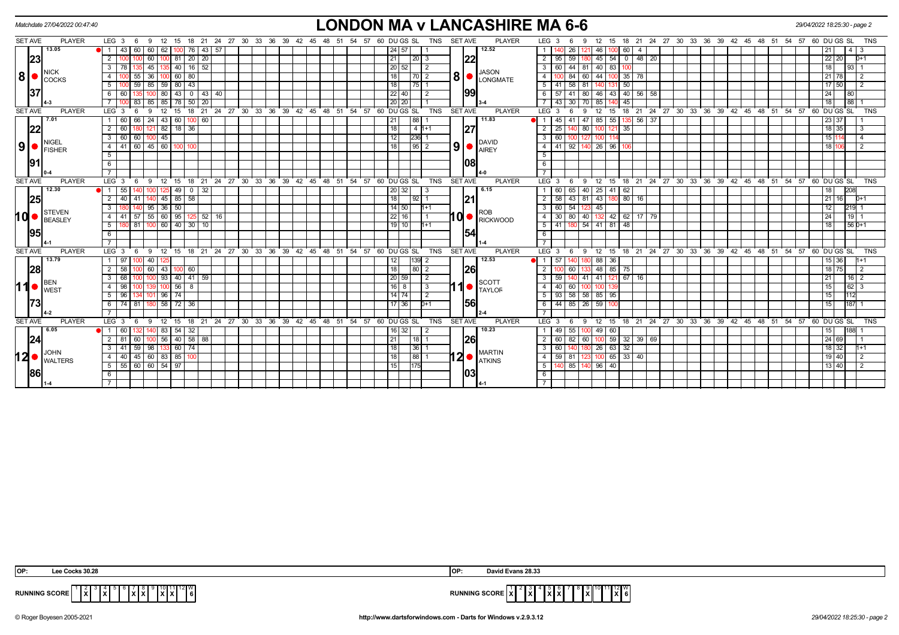Matchdate 27/04/2022 00:47:40

# LONDON MA v LANCASHIRE MA 6-6

29/04/2022 18:25:30 - page 2

| SET AVE | PLAYER | LEG | 3 | 6 | 9 | 12 | 15 | 18 | 21 | 24 | 27 | DU | GS | SL | TNS | SET AVE | PLAYER | LEG | 3 | 6 | 9 | 12 | 15 | 18 | 21 | 24 | 27 | DU | GS | SL | TNS |
|---|---|---|---|---|---|---|---|---|---|---|---|---|---|---|---|---|---|---|---|---|---|---|---|---|---|---|---|---|---|---|---|
| 13.05 | 8 NICK COCKS | 1 | 43 | 60 | 60 | 62 | 100 | 76 | 43 | 57 | | 24 | 57 | | 1 | 12.52 | 8 JASON LONGMATE | 1 | 140 | 26 | 121 | 46 | 100 | 60 | 4 | | | 21 | | 4 | 3 |
| 23 | | 2 | 100 | 100 | 60 | 100 | 81 | 20 | 20 | | | 21 | | 20 | 3 | 22 | | 2 | 95 | 59 | 180 | 45 | 54 | 0 | 48 | 20 | | 22 | 20 | | 0+1 |
| | | 3 | 78 | 135 | 45 | 135 | 40 | 16 | 52 | | | 20 | 52 | | 2 | | | 3 | 60 | 44 | 81 | 40 | 83 | 100 | | | | 18 | | 93 | 1 |
| | | 4 | 100 | 55 | 36 | 100 | 60 | 80 | | | | 18 | | 70 | 2 | | | 4 | 100 | 84 | 60 | 44 | 100 | 35 | 78 | | | 21 | 78 | | 2 |
| | | 5 | 100 | 59 | 85 | 59 | 80 | 43 | | | | 18 | | 75 | 1 | | | 5 | 41 | 58 | 81 | 140 | 131 | 50 | | | | 17 | 50 | | 2 |
| 37 | | 6 | 60 | 135 | 100 | 80 | 43 | 0 | 43 | 40 | | 22 | 40 | | 2 | 99 | | 6 | 57 | 41 | 80 | 46 | 43 | 40 | 56 | 58 | | 24 | | 80 | |
| 4-3 | | 7 | 100 | 83 | 85 | 85 | 78 | 50 | 20 | | | 20 | 20 | | 1 | 3-4 | | 7 | 43 | 30 | 70 | 85 | 140 | 45 | | | | 18 | | 88 | 1 |
| 7.01 | 9 NIGEL FISHER | 1 | 60 | 66 | 24 | 43 | 60 | 100 | 60 | | | 21 | | 88 | 1 | 11.83 | 9 DAVID AIREY | 1 | 45 | 41 | 47 | 85 | 55 | 135 | 56 | 37 | | 23 | 37 | | 1 |
| 22 | | 2 | 60 | 180 | 121 | 82 | 18 | 36 | | | | 18 | | 4 | 1+1 | 27 | | 2 | 25 | 140 | 80 | 100 | 121 | 35 | | | | 18 | 35 | | 3 |
| | | 3 | 60 | 60 | 100 | 45 | | | | | | 12 | | 236 | 1 | | | 3 | 60 | 100 | 127 | 100 | 114 | | | | | 15 | 114 | | 4 |
| | | 4 | 41 | 60 | 45 | 60 | 100 | 100 | | | | 18 | | 95 | 2 | | | 4 | 41 | 92 | 140 | 26 | 96 | 106 | | | | 18 | 106 | | 2 |
| 91 | | 5 | | | | | | | | | | | | | | 08 | | 5 | | | | | | | | | | | | | |
| 0-4 | | 6 | | | | | | | | | | | | | | 4-0 | | 6 | | | | | | | | | | | | | |
| 12.30 | 10 STEVEN BEASLEY | 1 | 55 | 140 | 100 | 125 | 49 | 0 | 32 | | | 20 | 32 | | 3 | 6.15 | 10 ROB RICKWOOD | 1 | 60 | 65 | 40 | 25 | 41 | 62 | | | | 18 | | 208 | |
| 25 | | 2 | 40 | 41 | 140 | 45 | 85 | 58 | | | | 18 | | 92 | 1 | 21 | | 2 | 58 | 43 | 81 | 43 | 180 | 80 | 16 | | | 21 | 16 | | 0+1 |
| | | 3 | 180 | 140 | 95 | 36 | 50 | | | | | 14 | 50 | | 1+1 | | | 3 | 60 | 54 | 123 | 45 | | | | | | 12 | | 219 | 1 |
| | | 4 | 41 | 57 | 55 | 60 | 95 | 125 | 52 | 16 | | 22 | 16 | | 1 | | | 4 | 30 | 80 | 40 | 132 | 42 | 62 | 17 | 79 | | 24 | | 19 | 1 |
| 95 | | 5 | 180 | 81 | 100 | 60 | 40 | 30 | 10 | | | 19 | 10 | | 1+1 | 54 | | 5 | 41 | 180 | 54 | 41 | 81 | 48 | | | | 18 | | 56 | 0+1 |
| 4-1 | | 6 | | | | | | | | | | | | | | 1-4 | | 6 | | | | | | | | | | | | | |
| 13.79 | 11 BEN WEST | 1 | 97 | 100 | 40 | 125 | | | | | | 12 | | 139 | 2 | 12.53 | 11 SCOTT TAYLOR | 1 | 57 | 140 | 180 | 88 | 36 | | | | | 15 | 36 | | 1+1 |
| 28 | | 2 | 58 | 100 | 60 | 43 | 100 | 60 | | | | 18 | | 80 | 2 | 26 | | 2 | 100 | 60 | 133 | 48 | 85 | 75 | | | | 18 | 75 | | 2 |
| | | 3 | 68 | 100 | 100 | 93 | 40 | 41 | 59 | | | 20 | 59 | | 2 | | | 3 | 59 | 140 | 41 | 41 | 121 | 67 | 16 | | | 21 | | 16 | 2 |
| | | 4 | 98 | 100 | 139 | 100 | 56 | 8 | | | | 16 | 8 | | 3 | | | 4 | 40 | 60 | 100 | 100 | 139 | | | | | 15 | | 62 | 3 |
| | | 5 | 96 | 134 | 101 | 96 | 74 | | | | | 14 | 74 | | 2 | | | 5 | 93 | 58 | 58 | 85 | 95 | | | | | 15 | | 112 | |
| 73 | | 6 | 74 | 81 | 180 | 58 | 72 | 36 | | | | 17 | 36 | | 0+1 | 56 | | 6 | 44 | 85 | 26 | 59 | 100 | | | | | 15 | | 187 | 1 |
| 4-2 | | 7 | | | | | | | | | | | | | | 2-4 | | 7 | | | | | | | | | | | | | |
| 6.05 | 12 JOHN WALTERS | 1 | 60 | 132 | 140 | 83 | 54 | 32 | | | | 16 | 32 | | 2 | 10.23 | 12 MARTIN ATKINS | 1 | 49 | 55 | 100 | 49 | 60 | | | | | 15 | | 188 | 1 |
| 24 | | 2 | 81 | 60 | 100 | 56 | 40 | 58 | 88 | | | 21 | | 18 | 1 | 26 | | 2 | 60 | 82 | 60 | 100 | 59 | 32 | 39 | 69 | | 24 | 69 | | 1 |
| | | 3 | 41 | 59 | 98 | 133 | 60 | 74 | | | | 18 | | 36 | 1 | | | 3 | 60 | 140 | 180 | 26 | 63 | 32 | | | | 18 | 32 | | 1+1 |
| | | 4 | 40 | 45 | 60 | 83 | 85 | 100 | | | | 18 | | 88 | 1 | | | 4 | 59 | 81 | 123 | 100 | 65 | 33 | 40 | | | 19 | 40 | | 2 |
| 86 | | 5 | 55 | 60 | 60 | 54 | 97 | | | | | 15 | | 175 | | 03 | | 5 | 140 | 85 | 140 | 96 | 40 | | | | | 13 | 40 | | 2 |
| 1-4 | | 6 | | | | | | | | | | | | | | 4-1 | | 6 | | | | | | | | | | | | | |

OP: Lee Cocks 30.28 | OP: David Evans 28.33

| RUNNING SCORE | 1 | 2 | 3 | 4 | 5 | 6 | 7 | 8 | 9 | 10 | 11 | 12 | W |
|---|---|---|---|---|---|---|---|---|---|---|---|---|---|
| London | | X | | X | | | X | X | | X | X | | 6 |
| Lancashire | X | | X | | X | X | | | X | | | X | 6 |

© Roger Boyesen 2005-2021 | http://www.dartsforwindows.com - Darts for Windows v.2.9.3.12 | 29/04/2022 18:25:30 - page 2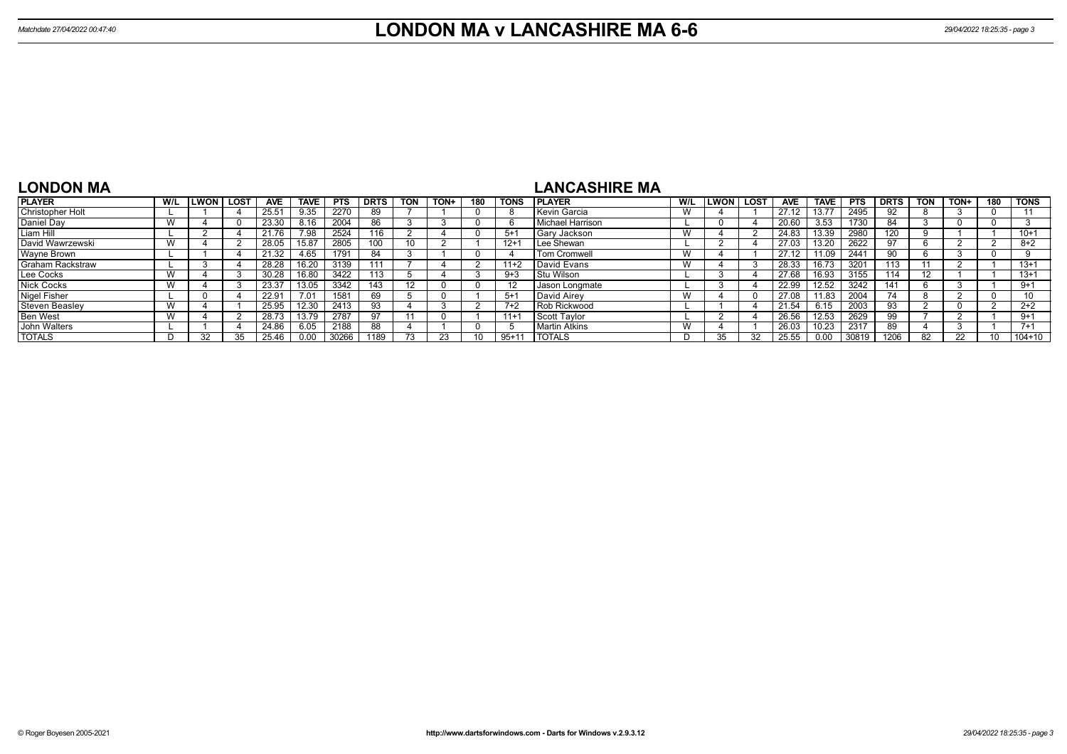# LONDON MA v LANCASHIRE MA 6-6

Matchdate 27/04/2022 00:47:40

## LONDON MA

| PLAYER | W/L | LWON | LOST | AVE | TAVE | PTS | DRTS | TON | TON+ | 180 | TONS |
|---|---|---|---|---|---|---|---|---|---|---|---|
| Christopher Holt | L | 1 | 4 | 25.51 | 9.35 | 2270 | 89 | 7 | 1 | 0 | 8 |
| Daniel Day | W | 4 | 0 | 23.30 | 8.16 | 2004 | 86 | 3 | 3 | 0 | 6 |
| Liam Hill | L | 2 | 4 | 21.76 | 7.98 | 2524 | 116 | 2 | 4 | 0 | 5+1 |
| David Wawrzewski | W | 4 | 2 | 28.05 | 15.87 | 2805 | 100 | 10 | 2 | 1 | 12+1 |
| Wayne Brown | L | 1 | 4 | 21.32 | 4.65 | 1791 | 84 | 3 | 1 | 0 | 4 |
| Graham Rackstraw | L | 3 | 4 | 28.28 | 16.20 | 3139 | 111 | 7 | 4 | 2 | 11+2 |
| Lee Cocks | W | 4 | 3 | 30.28 | 16.80 | 3422 | 113 | 5 | 4 | 3 | 9+3 |
| Nick Cocks | W | 4 | 3 | 23.37 | 13.05 | 3342 | 143 | 12 | 0 | 0 | 12 |
| Nigel Fisher | L | 0 | 4 | 22.91 | 7.01 | 1581 | 69 | 5 | 0 | 1 | 5+1 |
| Steven Beasley | W | 4 | 1 | 25.95 | 12.30 | 2413 | 93 | 4 | 3 | 2 | 7+2 |
| Ben West | W | 4 | 2 | 28.73 | 13.79 | 2787 | 97 | 11 | 0 | 1 | 11+1 |
| John Walters | L | 1 | 4 | 24.86 | 6.05 | 2188 | 88 | 4 | 1 | 0 | 5 |
| TOTALS | D | 32 | 35 | 25.46 | 0.00 | 30266 | 1189 | 73 | 23 | 10 | 95+11 |

## LANCASHIRE MA

| PLAYER | W/L | LWON | LOST | AVE | TAVE | PTS | DRTS | TON | TON+ | 180 | TONS |
|---|---|---|---|---|---|---|---|---|---|---|---|
| Kevin Garcia | W | 4 | 1 | 27.12 | 13.77 | 2495 | 92 | 8 | 3 | 0 | 11 |
| Michael Harrison | L | 0 | 4 | 20.60 | 3.53 | 1730 | 84 | 3 | 0 | 0 | 3 |
| Gary Jackson | W | 4 | 2 | 24.83 | 13.39 | 2980 | 120 | 9 | 1 | 1 | 10+1 |
| Lee Shewan | L | 2 | 4 | 27.03 | 13.20 | 2622 | 97 | 6 | 2 | 2 | 8+2 |
| Tom Cromwell | W | 4 | 1 | 27.12 | 11.09 | 2441 | 90 | 6 | 3 | 0 | 9 |
| David Evans | W | 4 | 3 | 28.33 | 16.73 | 3201 | 113 | 11 | 2 | 1 | 13+1 |
| Stu Wilson | L | 3 | 4 | 27.68 | 16.93 | 3155 | 114 | 12 | 1 | 1 | 13+1 |
| Jason Longmate | L | 3 | 4 | 22.99 | 12.52 | 3242 | 141 | 6 | 3 | 1 | 9+1 |
| David Airey | W | 4 | 0 | 27.08 | 11.83 | 2004 | 74 | 8 | 2 | 0 | 10 |
| Rob Rickwood | L | 1 | 4 | 21.54 | 6.15 | 2003 | 93 | 2 | 0 | 2 | 2+2 |
| Scott Taylor | L | 2 | 4 | 26.56 | 12.53 | 2629 | 99 | 7 | 2 | 1 | 9+1 |
| Martin Atkins | W | 4 | 1 | 26.03 | 10.23 | 2317 | 89 | 4 | 3 | 1 | 7+1 |
| TOTALS | D | 35 | 32 | 25.55 | 0.00 | 30819 | 1206 | 82 | 22 | 10 | 104+10 |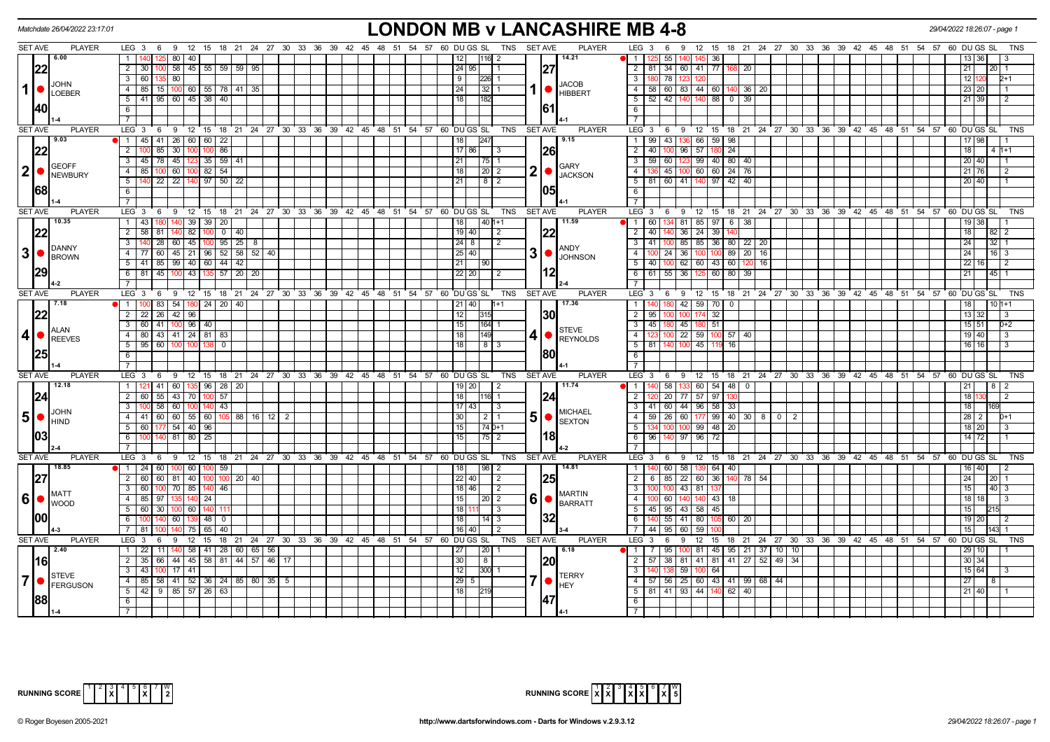Matchdate 26/04/2022 23:17:01

# LONDON MB v LANCASHIRE MB 4-8

29/04/2022 18:26:07 - page 1

| SET AVE | PLAYER | LEG | Scores | DU | GS | SL | TNS | SET AVE | PLAYER | LEG | Scores | DU | GS | SL | TNS |
|---|---|---|---|---|---|---|---|---|---|---|---|---|---|---|---|
| 6.00 / 22.40 | 1 JOHN LOEBER (1-4) | 1 | 140 125 80 40 | 12 | | 116 | 2 | 14.21 / 27.61 | 1 JACOB HIBBERT (4-1) | 1 | 125 55 140 145 36 | 13 | 36 | | 3 |
| | | 2 | 30 100 58 45 55 59 59 95 | 24 | 95 | | 1 | | | 2 | 81 34 60 41 77 168 20 | 21 | | 20 | 1 |
| | | 3 | 60 135 80 | 9 | | 226 | 1 | | | 3 | 180 78 123 120 | 12 | 120 | | 2+1 |
| | | 4 | 85 15 100 60 55 78 41 35 | 24 | | 32 | 1 | | | 4 | 58 60 83 44 60 140 36 20 | 23 | 20 | | 1 |
| | | 5 | 41 95 60 45 38 40 | 18 | | 182 | | | | 5 | 52 42 140 140 88 0 39 | 21 | 39 | | 2 |
| 9.03 / 22.68 | 2 GEOFF NEWBURY (1-4) | 1 | 45 41 26 60 60 22 | 18 | | 247 | | 9.15 / 26.05 | 2 GARY JACKSON (4-1) | 1 | 99 43 136 66 59 98 | 17 | 98 | | 1 |
| | | 2 | 100 85 30 100 100 86 | 17 | 86 | | 3 | | | 2 | 40 100 96 57 180 24 | 18 | | 4 | 1+1 |
| | | 3 | 45 78 45 123 35 59 41 | 21 | | 75 | 1 | | | 3 | 59 60 123 99 40 80 40 | 20 | 40 | | 1 |
| | | 4 | 85 100 60 100 82 54 | 18 | | 20 | 2 | | | 4 | 136 45 100 60 60 24 76 | 21 | 76 | | 2 |
| | | 5 | 140 22 22 140 97 50 22 | 21 | | 8 | 2 | | | 5 | 81 60 41 140 97 42 40 | 20 | 40 | | 1 |
| 10.35 / 22.29 | 3 DANNY BROWN (4-2) | 1 | 43 180 140 39 39 20 | 18 | | 40 | 1+1 | 11.59 / 22.12 | 3 ANDY JOHNSON (2-4) | 1 | 60 134 81 85 97 6 38 | 19 | 38 | | 1 |
| | | 2 | 58 81 140 82 100 0 40 | 19 | 40 | | 2 | | | 2 | 40 140 36 24 39 140 | 18 | | 82 | 2 |
| | | 3 | 140 28 60 45 100 95 25 8 | 24 | 8 | | 2 | | | 3 | 41 100 85 85 36 80 22 20 | 24 | | 32 | 1 |
| | | 4 | 77 60 45 21 96 52 58 52 40 | 25 | 40 | | | | | 4 | 100 24 36 100 100 89 20 16 | 24 | | 16 | 3 |
| | | 5 | 41 85 99 40 60 44 42 | 21 | | 90 | | | | 5 | 40 100 62 60 43 60 120 16 | 22 | 16 | | 2 |
| | | 6 | 81 45 100 43 135 57 20 20 | 22 | 20 | | 2 | | | 6 | 61 55 36 125 60 80 39 | 21 | | 45 | 1 |
| 7.18 / 22.25 | 4 ALAN REEVES (1-4) | 1 | 100 83 54 180 24 20 40 | 21 | 40 | | 1+1 | 17.36 / 30.80 | 4 STEVE REYNOLDS (4-1) | 1 | 140 180 42 59 70 0 | 18 | | 10 | 1+1 |
| | | 2 | 22 26 42 96 | 12 | | 315 | | | | 2 | 95 100 100 174 32 | 13 | 32 | | 3 |
| | | 3 | 60 41 100 96 40 | 15 | | 164 | 1 | | | 3 | 45 180 45 180 51 | 15 | 51 | | 0+2 |
| | | 4 | 80 43 41 24 81 83 | 18 | | 149 | | | | 4 | 123 100 22 59 100 57 40 | 19 | 40 | | 3 |
| | | 5 | 95 60 100 100 138 0 | 18 | | 8 | 3 | | | 5 | 81 140 100 45 119 16 | 16 | 16 | | 3 |
| 12.18 / 24.03 | 5 JOHN HIND (2-4) | 1 | 121 41 60 135 96 28 20 | 19 | 20 | | 2 | 11.74 / 24.18 | 5 MICHAEL SEXTON (4-2) | 1 | 140 58 133 60 54 48 0 | 21 | | 8 | 2 |
| | | 2 | 60 55 43 70 100 57 | 18 | | 116 | 1 | | | 2 | 120 20 77 57 97 130 | 18 | 130 | | 2 |
| | | 3 | 100 58 60 100 140 43 | 17 | 43 | | 3 | | | 3 | 41 60 44 96 58 33 | 18 | | 169 | |
| | | 4 | 41 60 60 55 60 105 88 16 12 2 | 30 | | 2 | 1 | | | 4 | 59 26 60 177 99 40 30 8 0 2 | 28 | 2 | | 0+1 |
| | | 5 | 60 177 54 40 96 | 15 | | 74 | 0+1 | | | 5 | 134 100 100 99 48 20 | 18 | 20 | | 3 |
| | | 6 | 100 140 81 80 25 | 15 | | 75 | 2 | | | 6 | 96 140 97 96 72 | 14 | 72 | | 1 |
| 18.85 / 27.00 | 6 MATT WOOD (4-3) | 1 | 24 60 100 60 100 59 | 18 | | 98 | 2 | 14.81 / 25.32 | 6 MARTIN BARRATT (3-4) | 1 | 140 60 58 139 64 40 | 16 | 40 | | 2 |
| | | 2 | 60 60 81 40 100 100 20 40 | 22 | 40 | | 2 | | | 2 | 6 85 22 60 36 140 78 54 | 24 | | 20 | 1 |
| | | 3 | 60 100 70 85 140 46 | 18 | 46 | | 2 | | | 3 | 100 100 43 81 137 | 15 | | 40 | 3 |
| | | 4 | 85 97 135 140 24 | 15 | | 20 | 2 | | | 4 | 100 60 140 140 43 18 | 18 | 18 | | 3 |
| | | 5 | 60 30 100 60 140 111 | 18 | 111 | | 3 | | | 5 | 45 95 43 58 45 | 15 | | 215 | |
| | | 6 | 100 140 60 139 48 0 | 18 | | 14 | 3 | | | 6 | 140 55 41 80 105 60 20 | 19 | 20 | | 2 |
| | | 7 | 81 100 140 75 65 40 | 16 | 40 | | 2 | | | 7 | 44 95 60 59 100 | 15 | | 143 | 1 |
| 2.40 / 16.88 | 7 STEVE FERGUSON (1-4) | 1 | 22 11 140 58 41 28 60 65 56 | 27 | | 20 | 1 | 6.18 / 20.47 | 7 TERRY HEY (4-1) | 1 | 7 95 100 81 45 95 21 37 10 10 | 29 | 10 | | 1 |
| | | 2 | 35 66 44 45 58 81 44 57 46 17 | 30 | | 8 | | | | 2 | 57 38 81 41 81 41 27 52 49 34 | 30 | 34 | | |
| | | 3 | 43 100 17 41 | 12 | | 300 | 1 | | | 3 | 140 138 59 100 64 | 15 | 64 | | 3 |
| | | 4 | 85 58 41 52 36 24 85 80 35 5 | 29 | 5 | | | | | 4 | 57 56 25 60 43 41 99 68 44 | 27 | | 8 | |
| | | 5 | 42 9 85 57 26 63 | 18 | | 219 | | | | 5 | 81 41 93 44 140 62 40 | 21 | 40 | | 1 |

RUNNING SCORE (London): 1 2 3 X 4 5 6 X 7 W 2

RUNNING SCORE (Lancashire): 1 X 2 X 3 4 X 5 X 6 7 X W 5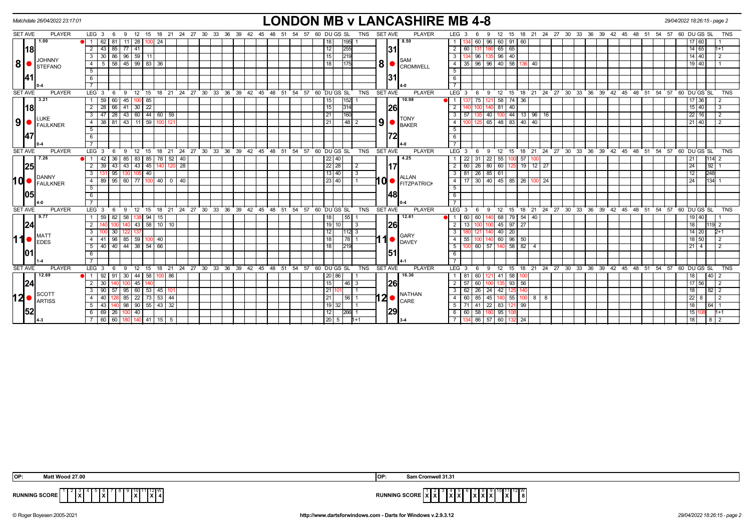# LONDON MB v LANCASHIRE MB 4-8

Matchdate 26/04/2022 23:17:01

29/04/2022 18:26:15 - page 2

| SET AVE | PLAYER | LEG | Scores | DU | GS | SL | TNS | SET AVE | PLAYER | LEG | Scores | DU | GS | SL | TNS |
|---|---|---|---|---|---|---|---|---|---|---|---|---|---|---|---|
| 1.00 / 18 / 41 | 8 JOHNNY STEFANO (0-4) | 1 | 62 81 11 28 100 24 | 18 | | 195 | 1 | 8.50 / 31 / 31 | 8 SAM CROMWELL (4-0) | 1 | 134 60 96 60 91 60 | 17 | 60 | | 1 |
| | | 2 | 43 85 77 41 | 12 | | 255 | | | | 2 | 60 131 180 65 65 | 14 | 65 | | 1+1 |
| | | 3 | 30 86 96 59 11 | 15 | | 219 | | | | 3 | 134 96 135 96 40 | 14 | 40 | | 2 |
| | | 4 | 5 58 45 99 83 36 | 18 | | 175 | | | | 4 | 35 96 96 40 58 136 40 | 19 | 40 | | 1 |
| 3.21 / 18 / 47 | 9 LUKE FAULKNER (0-4) | 1 | 59 60 45 100 85 | 15 | | 152 | 1 | 10.98 / 26 / 72 | 9 TONY BAKER (4-0) | 1 | 137 75 121 58 74 36 | 17 | 36 | | 2 |
| | | 2 | 28 66 41 30 22 | 15 | | 314 | | | | 2 | 140 100 140 81 40 | 15 | 40 | | 3 |
| | | 3 | 47 28 43 60 44 60 59 | 21 | | 160 | | | | 3 | 57 135 40 100 44 13 96 16 | 22 | 16 | | 2 |
| | | 4 | 38 81 43 11 59 100 121 | 21 | | 48 | 2 | | | 4 | 100 125 65 48 83 40 40 | 21 | 40 | | 2 |
| 7.26 / 25 / 05 | 10 DANNY FAULKNER (4-0) | 1 | 42 36 85 83 85 78 52 40 | 22 | 40 | | | 4.25 / 17 / 48 | 10 ALLAN FITZPATRICK (0-4) | 1 | 22 31 22 55 100 57 100 | 21 | | 114 | 2 |
| | | 2 | 39 43 43 43 45 140 120 28 | 22 | 28 | | 2 | | | 2 | 60 26 80 60 125 19 12 27 | 24 | | 92 | 1 |
| | | 3 | 131 95 130 105 40 | 13 | 40 | | 3 | | | 3 | 81 26 85 61 | 12 | | 248 | |
| | | 4 | 89 95 60 77 100 40 0 40 | 23 | 40 | | 1 | | | 4 | 17 30 40 45 85 26 100 24 | 24 | | 134 | 1 |
| 9.77 / 24 / 01 | 11 MATT EDES (1-4) | 1 | 59 82 58 138 94 15 | 18 | | 55 | 1 | 12.61 / 26 / 51 | 11 GARY DAVEY (4-1) | 1 | 60 60 140 68 79 54 40 | 19 | 40 | | 1 |
| | | 2 | 140 100 140 43 58 10 10 | 19 | 10 | | 3 | | | 2 | 13 100 100 45 97 27 | 18 | | 119 | 2 |
| | | 3 | 100 30 122 137 | 12 | | 112 | 3 | | | 3 | 180 121 140 40 20 | 14 | 20 | | 2+1 |
| | | 4 | 41 98 85 59 100 40 | 18 | | 78 | 1 | | | 4 | 55 100 140 60 96 50 | 18 | 50 | | 2 |
| | | 5 | 40 40 44 38 54 66 | 18 | | 219 | | | | 5 | 100 60 57 140 58 82 4 | 21 | 4 | | 2 |
| 12.69 / 24 / 52 | 12 SCOTT ARTISS (4-3) | 1 | 92 91 30 44 58 100 86 | 20 | 86 | | 1 | 16.36 / 26 / 29 | 12 NATHAN CARE (3-4) | 1 | 81 60 121 41 58 100 | 18 | | 40 | 2 |
| | | 2 | 30 140 100 45 140 | 15 | | 46 | 3 | | | 2 | 57 60 100 135 93 56 | 17 | 56 | | 2 |
| | | 3 | 90 57 95 60 53 45 101 | 21 | 101 | | 1 | | | 3 | 62 26 24 42 125 140 | 18 | | 82 | 2 |
| | | 4 | 40 128 85 22 73 53 44 | 21 | | 56 | 1 | | | 4 | 60 85 45 140 55 100 8 8 | 22 | 8 | | 2 |
| | | 5 | 43 140 98 90 55 43 32 | 19 | 32 | | 1 | | | 5 | 71 41 22 83 121 99 | 18 | | 64 | 1 |
| | | 6 | 69 26 100 40 | 12 | | 266 | 1 | | | 6 | 60 58 180 95 108 | 15 | 108 | | 1+1 |
| | | 7 | 60 60 180 140 41 15 5 | 20 | 5 | | 1+1 | | | 7 | 134 86 57 60 132 24 | 18 | | 8 | 2 |

OP: Matt Wood 27.00

OP: Sam Cromwell 31.31

RUNNING SCORE (London): sets 3, 6, 10, 12 won — W: 4

RUNNING SCORE (Lancashire): sets 1, 2, 4, 5, 7, 8, 9, 11 won — W: 8

© Roger Boyesen 2005-2021 — http://www.dartsforwindows.com - Darts for Windows v.2.9.3.12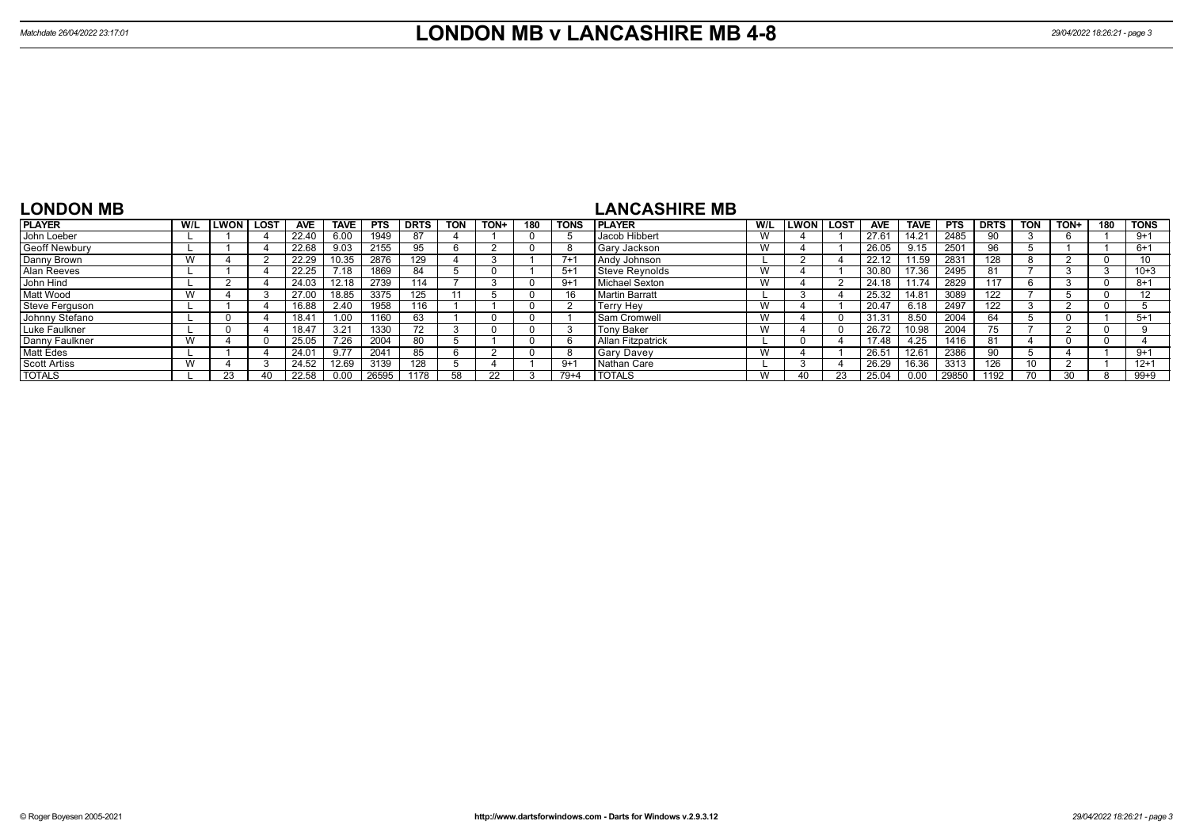# LONDON MB v LANCASHIRE MB 4-8

Matchdate 26/04/2022 23:17:01

## LONDON MB

| PLAYER | W/L | LWON | LOST | AVE | TAVE | PTS | DRTS | TON | TON+ | 180 | TONS |
|---|---|---|---|---|---|---|---|---|---|---|---|
| John Loeber | L | 1 | 4 | 22.40 | 6.00 | 1949 | 87 | 4 | 1 | 0 | 5 |
| Geoff Newbury | L | 1 | 4 | 22.68 | 9.03 | 2155 | 95 | 6 | 2 | 0 | 8 |
| Danny Brown | W | 4 | 2 | 22.29 | 10.35 | 2876 | 129 | 4 | 3 | 1 | 7+1 |
| Alan Reeves | L | 1 | 4 | 22.25 | 7.18 | 1869 | 84 | 5 | 0 | 1 | 5+1 |
| John Hind | L | 2 | 4 | 24.03 | 12.18 | 2739 | 114 | 7 | 3 | 0 | 9+1 |
| Matt Wood | W | 4 | 3 | 27.00 | 18.85 | 3375 | 125 | 11 | 5 | 0 | 16 |
| Steve Ferguson | L | 1 | 4 | 16.88 | 2.40 | 1958 | 116 | 1 | 1 | 0 | 2 |
| Johnny Stefano | L | 0 | 4 | 18.41 | 1.00 | 1160 | 63 | 1 | 0 | 0 | 1 |
| Luke Faulkner | L | 0 | 4 | 18.47 | 3.21 | 1330 | 72 | 3 | 0 | 0 | 3 |
| Danny Faulkner | W | 4 | 0 | 25.05 | 7.26 | 2004 | 80 | 5 | 1 | 0 | 6 |
| Matt Edes | L | 1 | 4 | 24.01 | 9.77 | 2041 | 85 | 6 | 2 | 0 | 8 |
| Scott Artiss | W | 4 | 3 | 24.52 | 12.69 | 3139 | 128 | 5 | 4 | 1 | 9+1 |
| TOTALS | L | 23 | 40 | 22.58 | 0.00 | 26595 | 1178 | 58 | 22 | 3 | 79+4 |

## LANCASHIRE MB

| PLAYER | W/L | LWON | LOST | AVE | TAVE | PTS | DRTS | TON | TON+ | 180 | TONS |
|---|---|---|---|---|---|---|---|---|---|---|---|
| Jacob Hibbert | W | 4 | 1 | 27.61 | 14.21 | 2485 | 90 | 3 | 6 | 1 | 9+1 |
| Gary Jackson | W | 4 | 1 | 26.05 | 9.15 | 2501 | 96 | 5 | 1 | 1 | 6+1 |
| Andy Johnson | L | 2 | 4 | 22.12 | 11.59 | 2831 | 128 | 8 | 2 | 0 | 10 |
| Steve Reynolds | W | 4 | 1 | 30.80 | 17.36 | 2495 | 81 | 7 | 3 | 3 | 10+3 |
| Michael Sexton | W | 4 | 2 | 24.18 | 11.74 | 2829 | 117 | 6 | 3 | 0 | 8+1 |
| Martin Barratt | L | 3 | 4 | 25.32 | 14.81 | 3089 | 122 | 7 | 5 | 0 | 12 |
| Terry Hey | W | 4 | 1 | 20.47 | 6.18 | 2497 | 122 | 3 | 2 | 0 | 5 |
| Sam Cromwell | W | 4 | 0 | 31.31 | 8.50 | 2004 | 64 | 5 | 0 | 1 | 5+1 |
| Tony Baker | W | 4 | 0 | 26.72 | 10.98 | 2004 | 75 | 7 | 2 | 0 | 9 |
| Allan Fitzpatrick | L | 0 | 4 | 17.48 | 4.25 | 1416 | 81 | 4 | 0 | 0 | 4 |
| Gary Davey | W | 4 | 1 | 26.51 | 12.61 | 2386 | 90 | 5 | 4 | 1 | 9+1 |
| Nathan Care | L | 3 | 4 | 26.29 | 16.36 | 3313 | 126 | 10 | 2 | 1 | 12+1 |
| TOTALS | W | 40 | 23 | 25.04 | 0.00 | 29850 | 1192 | 70 | 30 | 8 | 99+9 |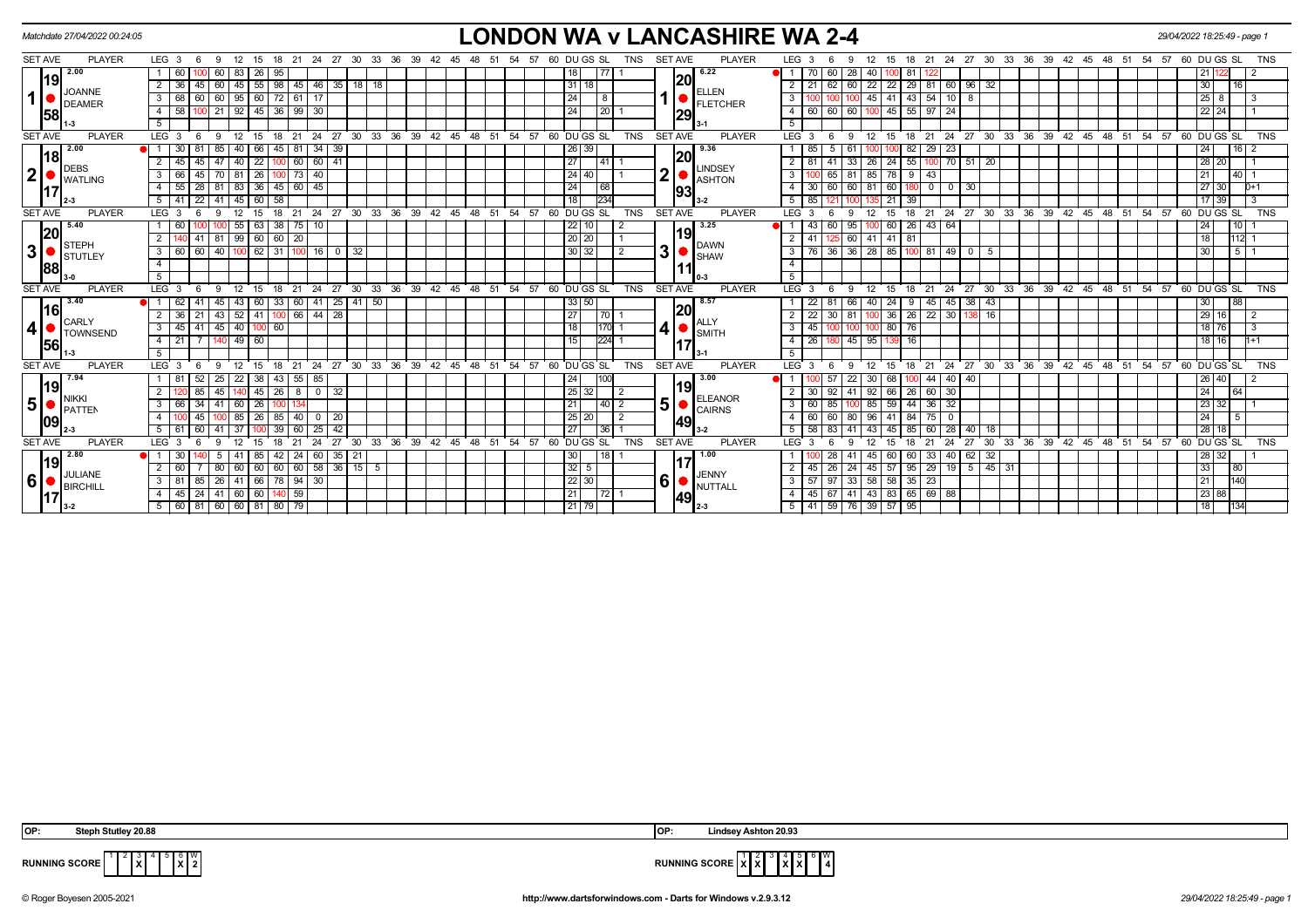# LONDON WA v LANCASHIRE WA 2-4

Matchdate 27/04/2022 00:24:05

29/04/2022 18:25:49 - page 1

| SET AVE | PLAYER | LEG | Scores | DU | GS | SL | TNS | SET AVE | PLAYER | LEG | Scores | DU | GS | SL | TNS |
|---|---|---|---|---|---|---|---|---|---|---|---|---|---|---|---|
| 1 | JOANNE DEAMER | | | | | | | 1 | ELLEN FLETCHER | | | | | | |
| 2.00 / 19.58 | 1-3 | 1 | 60 100 60 83 26 95 | 18 | | 77 | 1 | 6.22 / 20.29 | 3-1 | 1 | 70 60 28 40 100 81 122 | 21 | 122 | | 2 |
| | | 2 | 36 45 60 45 55 98 45 46 35 18 18 | 31 | 18 | | | | | 2 | 21 62 60 22 22 29 81 60 96 32 | 30 | | 16 | |
| | | 3 | 68 60 60 95 60 72 61 17 | 24 | | 8 | | | | 3 | 100 100 100 45 41 43 54 10 8 | 25 | 8 | | 3 |
| | | 4 | 58 100 21 92 45 36 99 30 | 24 | | 20 | 1 | | | 4 | 60 60 60 100 45 55 97 24 | 22 | 24 | | 1 |
| 2 | DEBS WATLING | | | | | | | 2 | LINDSEY ASHTON | | | | | | |
| 2.00 / 18.17 | 2-3 | 1 | 30 81 85 40 66 45 81 34 39 | 26 | 39 | | | 9.36 / 20.93 | 3-2 | 1 | 85 5 61 100 100 82 29 23 | 24 | | 16 | 2 |
| | | 2 | 45 45 47 40 22 100 60 60 41 | 27 | | 41 | 1 | | | 2 | 81 41 33 26 24 55 100 70 51 20 | 28 | 20 | | 1 |
| | | 3 | 66 45 70 81 26 100 73 40 | 24 | 40 | | 1 | | | 3 | 100 65 81 85 78 9 43 | 21 | | 40 | 1 |
| | | 4 | 55 28 81 83 36 45 60 45 | 24 | | 68 | | | | 4 | 30 60 60 81 60 180 0 0 30 | 27 | 30 | | 0+1 |
| | | 5 | 41 22 41 45 60 58 | 18 | | 234 | | | | 5 | 85 121 100 135 21 39 | 17 | 39 | | 3 |
| 3 | STEPH STUTLEY | | | | | | | 3 | DAWN SHAW | | | | | | |
| 5.40 / 20.88 | 3-0 | 1 | 60 100 100 55 63 38 75 10 | 22 | 10 | | 2 | 3.25 / 19.11 | 0-3 | 1 | 43 60 95 100 60 26 43 64 | 24 | | 10 | 1 |
| | | 2 | 140 41 81 99 60 60 20 | 20 | 20 | | 1 | | | 2 | 41 125 60 41 41 81 | 18 | | 112 | 1 |
| | | 3 | 60 60 40 100 62 31 100 16 0 32 | 30 | 32 | | 2 | | | 3 | 76 36 36 28 85 100 81 49 0 5 | 30 | | 5 | 1 |
| 4 | CARLY TOWNSEND | | | | | | | 4 | ALLY SMITH | | | | | | |
| 3.40 / 16.56 | 1-3 | 1 | 62 41 45 43 60 33 60 41 25 41 50 | 33 | 50 | | | 8.57 / 20.17 | 3-1 | 1 | 22 81 66 40 24 9 45 45 38 43 | 30 | | 88 | |
| | | 2 | 36 21 43 52 41 100 66 44 28 | 27 | | 70 | 1 | | | 2 | 22 30 81 100 36 26 22 30 138 16 | 29 | 16 | | 2 |
| | | 3 | 45 41 45 40 100 60 | 18 | | 170 | 1 | | | 3 | 45 100 100 100 80 76 | 18 | 76 | | 3 |
| | | 4 | 21 7 140 49 60 | 15 | | 224 | 1 | | | 4 | 26 180 45 95 139 16 | 18 | 16 | | 1+1 |
| 5 | NIKKI PATTEN | | | | | | | 5 | ELEANOR CAIRNS | | | | | | |
| 7.94 / 19.09 | 2-3 | 1 | 81 52 25 22 38 43 55 85 | 24 | | 100 | | 3.00 / 19.49 | 3-2 | 1 | 100 57 22 30 68 100 44 40 40 | 26 | 40 | | 2 |
| | | 2 | 120 85 45 140 45 26 8 0 32 | 25 | 32 | | 2 | | | 2 | 30 92 41 92 66 26 60 30 | 24 | | 64 | |
| | | 3 | 66 34 41 60 26 100 134 | 21 | | 40 | 2 | | | 3 | 60 85 100 85 59 44 36 32 | 23 | 32 | | 1 |
| | | 4 | 100 45 100 85 26 85 40 0 20 | 25 | 20 | | 2 | | | 4 | 60 60 80 96 41 84 75 0 | 24 | | 5 | |
| | | 5 | 61 60 41 37 100 39 60 25 42 | 27 | | 36 | 1 | | | 5 | 58 83 41 43 45 85 60 28 40 18 | 28 | 18 | | |
| 6 | JULIANE BIRCHILL | | | | | | | 6 | JENNY NUTTALL | | | | | | |
| 2.80 / 19.17 | 3-2 | 1 | 30 140 5 41 85 42 24 60 35 21 | 30 | | 18 | 1 | 1.00 / 17.49 | 2-3 | 1 | 100 28 41 45 60 60 33 40 62 32 | 28 | 32 | | 1 |
| | | 2 | 60 7 80 60 60 60 60 58 36 15 5 | 32 | 5 | | | | | 2 | 45 26 24 45 57 95 29 19 5 45 31 | 33 | | 80 | |
| | | 3 | 81 85 26 41 66 78 94 30 | 22 | 30 | | | | | 3 | 57 97 33 58 58 35 23 | 21 | | 140 | |
| | | 4 | 45 24 41 60 60 140 59 | 21 | | 72 | 1 | | | 4 | 45 67 41 43 83 65 69 88 | 23 | 88 | | |
| | | 5 | 60 81 60 60 81 80 79 | 21 | 79 | | | | | 5 | 41 59 76 39 57 95 | 18 | | 134 | |

OP: Steph Stutley 20.88 | OP: Lindsey Ashton 20.93

| RUNNING SCORE | 1 | 2 | 3 | 4 | 5 | 6 | W |
|---|---|---|---|---|---|---|---|
| London | | | X | | | X | 2 |
| Lancashire | X | X | | X | X | | 4 |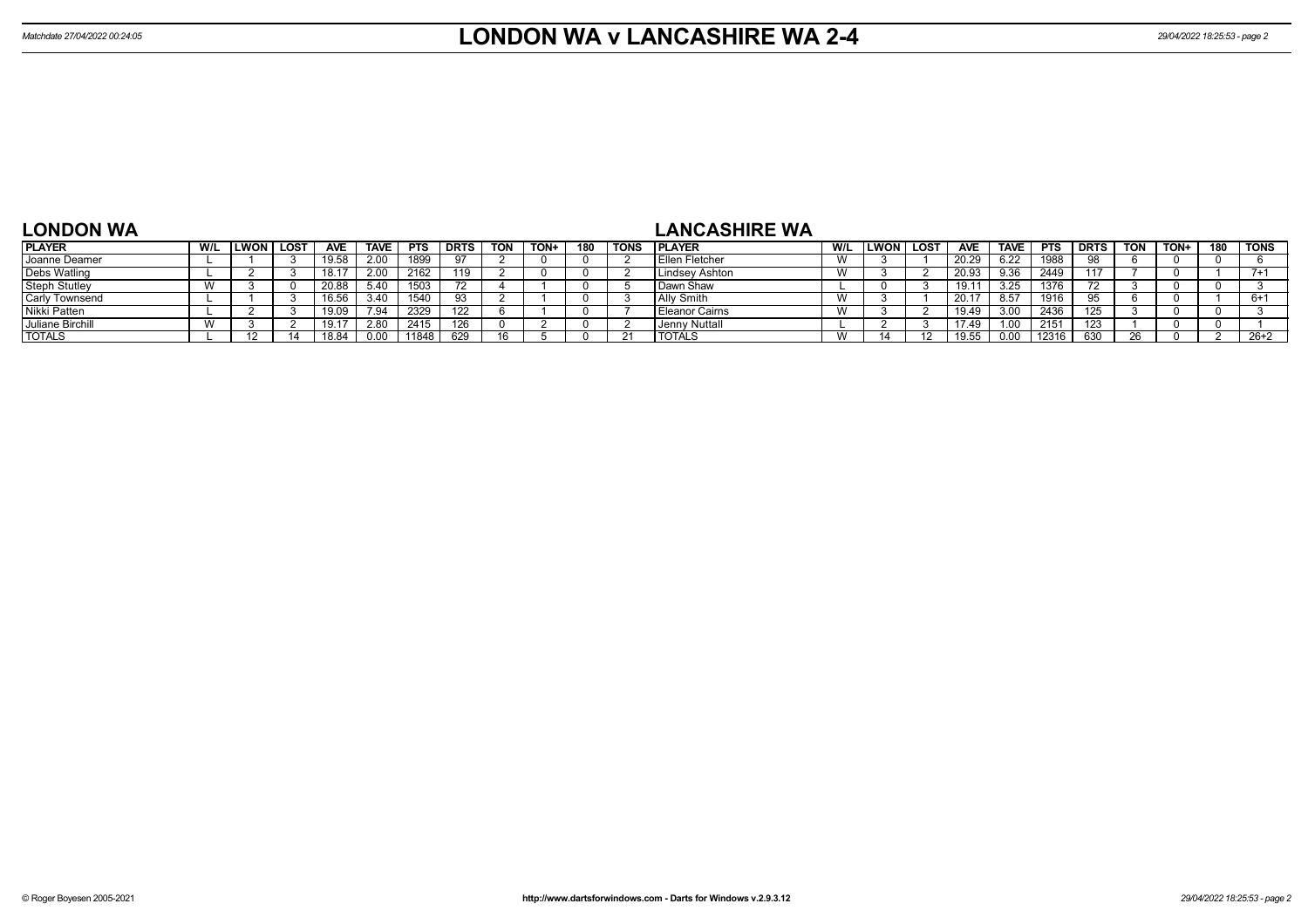# LONDON WA v LANCASHIRE WA 2-4

Matchdate 27/04/2022 00:24:05

## LONDON WA

| PLAYER | W/L | LWON | LOST | AVE | TAVE | PTS | DRTS | TON | TON+ | 180 | TONS |
|---|---|---|---|---|---|---|---|---|---|---|---|
| Joanne Deamer | L | 1 | 3 | 19.58 | 2.00 | 1899 | 97 | 2 | 0 | 0 | 2 |
| Debs Watling | L | 2 | 3 | 18.17 | 2.00 | 2162 | 119 | 2 | 0 | 0 | 2 |
| Steph Stutley | W | 3 | 0 | 20.88 | 5.40 | 1503 | 72 | 4 | 1 | 0 | 5 |
| Carly Townsend | L | 1 | 3 | 16.56 | 3.40 | 1540 | 93 | 2 | 1 | 0 | 3 |
| Nikki Patten | L | 2 | 3 | 19.09 | 7.94 | 2329 | 122 | 6 | 1 | 0 | 7 |
| Juliane Birchill | W | 3 | 2 | 19.17 | 2.80 | 2415 | 126 | 0 | 2 | 0 | 2 |
| TOTALS | L | 12 | 14 | 18.84 | 0.00 | 11848 | 629 | 16 | 5 | 0 | 21 |

## LANCASHIRE WA

| PLAYER | W/L | LWON | LOST | AVE | TAVE | PTS | DRTS | TON | TON+ | 180 | TONS |
|---|---|---|---|---|---|---|---|---|---|---|---|
| Ellen Fletcher | W | 3 | 1 | 20.29 | 6.22 | 1988 | 98 | 6 | 0 | 0 | 6 |
| Lindsey Ashton | W | 3 | 2 | 20.93 | 9.36 | 2449 | 117 | 7 | 0 | 1 | 7+1 |
| Dawn Shaw | L | 0 | 3 | 19.11 | 3.25 | 1376 | 72 | 3 | 0 | 0 | 3 |
| Ally Smith | W | 3 | 1 | 20.17 | 8.57 | 1916 | 95 | 6 | 0 | 1 | 6+1 |
| Eleanor Cairns | W | 3 | 2 | 19.49 | 3.00 | 2436 | 125 | 3 | 0 | 0 | 3 |
| Jenny Nuttall | L | 2 | 3 | 17.49 | 1.00 | 2151 | 123 | 1 | 0 | 0 | 1 |
| TOTALS | W | 14 | 12 | 19.55 | 0.00 | 12316 | 630 | 26 | 0 | 2 | 26+2 |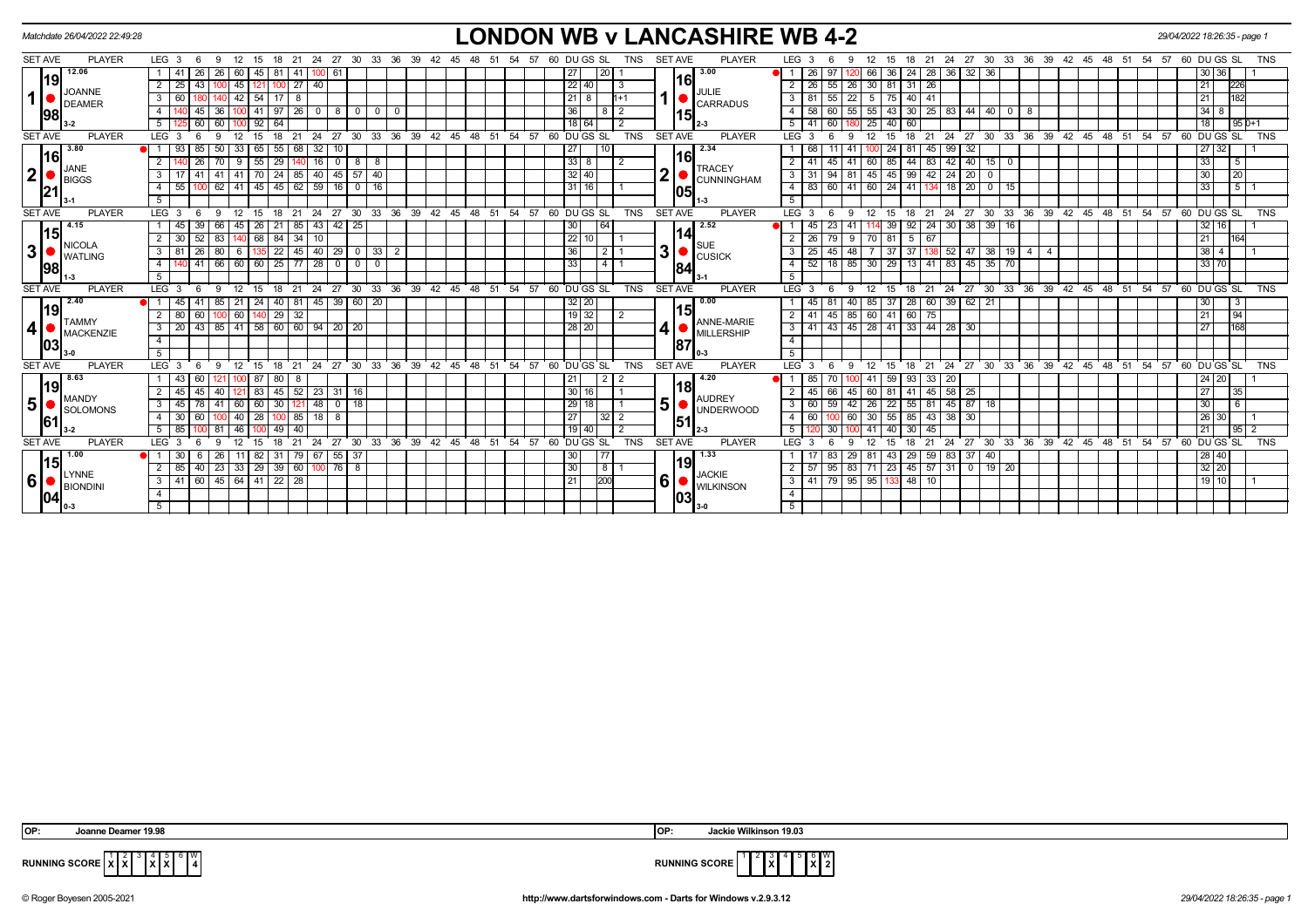# LONDON WB v LANCASHIRE WB 4-2

Matchdate 26/04/2022 22:49:28

29/04/2022 18:26:35 - page 1

| SET AVE | PLAYER | LEG | 3 | 6 | 9 | 12 | 15 | 18 | 21 | 24 | 27 | 30 | 33 | 36 | DU | GS | SL | TNS | SET AVE | PLAYER | LEG | 3 | 6 | 9 | 12 | 15 | 18 | 21 | 24 | 27 | 30 | 33 | 36 | 39 | DU | GS | SL | TNS |
|---|---|---|---|---|---|---|---|---|---|---|---|---|---|---|---|---|---|---|---|---|---|---|---|---|---|---|---|---|---|---|---|---|---|---|---|---|---|---|
| 12.06 / 19.98 | 1 JOANNE DEAMER 3-2 | 1 | 41 | 26 | 26 | 60 | 45 | 81 | 41 | 100 | 61 | | | | 27 | | 20 | 1 | 3.00 / 16.15 | 1 JULIE CARRADUS 2-3 | 1 | 26 | 97 | 120 | 66 | 36 | 24 | 28 | 36 | 32 | 36 | | | | 30 | 36 | | 1 |
| | | 2 | 25 | 43 | 100 | 45 | 121 | 100 | 27 | 40 | | | | | 22 | 40 | | 3 | | | 2 | 26 | 55 | 26 | 30 | 81 | 31 | 26 | | | | | | | 21 | | 226 | |
| | | 3 | 60 | 180 | 140 | 42 | 54 | 17 | 8 | | | | | | 21 | 8 | | 1+1 | | | 3 | 81 | 55 | 22 | 5 | 75 | 40 | 41 | | | | | | | 21 | | 182 | |
| | | 4 | 140 | 45 | 36 | 100 | 41 | 97 | 26 | 0 | 8 | 0 | 0 | 0 | 36 | | 8 | 2 | | | 4 | 58 | 60 | 55 | 55 | 43 | 30 | 25 | 83 | 44 | 40 | 0 | 8 | | 34 | 8 | | |
| | | 5 | 125 | 60 | 60 | 100 | 92 | 64 | | | | | | | 18 | 64 | | 2 | | | 5 | 41 | 60 | 180 | 25 | 40 | 60 | | | | | | | | 18 | | 95 | 0+1 |
| 3.80 / 16.21 | 2 JANE BIGGS 3-1 | 1 | 93 | 85 | 50 | 33 | 65 | 55 | 68 | 32 | 10 | | | | 27 | | 10 | | 2.34 / 16.05 | 2 TRACEY CUNNINGHAM 1-3 | 1 | 68 | 11 | 41 | 100 | 24 | 81 | 45 | 99 | 32 | | | | | 27 | 32 | | 1 |
| | | 2 | 140 | 26 | 70 | 9 | 55 | 29 | 140 | 16 | 0 | 8 | 8 | | 33 | 8 | | 2 | | | 2 | 41 | 45 | 41 | 60 | 85 | 44 | 83 | 42 | 40 | 15 | 0 | | | 33 | | 5 | |
| | | 3 | 17 | 41 | 41 | 41 | 70 | 24 | 85 | 40 | 45 | 57 | 40 | | 32 | 40 | | | | | 3 | 31 | 94 | 81 | 45 | 45 | 99 | 42 | 24 | 20 | 0 | | | | 30 | | 20 | |
| | | 4 | 55 | 100 | 62 | 41 | 45 | 45 | 62 | 59 | 16 | 0 | 16 | | 31 | 16 | | 1 | | | 4 | 83 | 60 | 41 | 60 | 24 | 41 | 134 | 18 | 20 | 0 | 15 | | | 33 | | 5 | 1 |
| 4.15 / 15.98 | 3 NICOLA WATLING 1-3 | 1 | 45 | 39 | 66 | 45 | 26 | 21 | 85 | 43 | 42 | 25 | | | 30 | | 64 | | 2.52 / 14.84 | 3 SUE CUSICK 3-1 | 1 | 45 | 23 | 41 | 114 | 39 | 92 | 24 | 30 | 38 | 39 | 16 | | | 32 | 16 | | 1 |
| | | 2 | 30 | 52 | 83 | 140 | 68 | 84 | 34 | 10 | | | | | 22 | 10 | | 1 | | | 2 | 26 | 79 | 9 | 70 | 81 | 5 | 67 | | | | | | | 21 | | 164 | |
| | | 3 | 81 | 26 | 80 | 6 | 135 | 22 | 45 | 40 | 29 | 0 | 33 | 2 | 36 | | 2 | 1 | | | 3 | 25 | 45 | 48 | 7 | 37 | 37 | 138 | 52 | 47 | 38 | 19 | 4 | 4 | 38 | 4 | | 1 |
| | | 4 | 140 | 41 | 66 | 60 | 60 | 25 | 77 | 28 | 0 | 0 | 0 | | 33 | | 4 | 1 | | | 4 | 52 | 18 | 85 | 30 | 29 | 13 | 41 | 83 | 45 | 35 | 70 | | | 33 | 70 | | |
| 2.40 / 19.03 | 4 TAMMY MACKENZIE 3-0 | 1 | 45 | 41 | 85 | 21 | 24 | 40 | 81 | 45 | 39 | 60 | 20 | | 32 | 20 | | | 0.00 / 15.87 | 4 ANNE-MARIE MILLERSHIP 0-3 | 1 | 45 | 81 | 40 | 85 | 37 | 28 | 60 | 39 | 62 | 21 | | | | 30 | | 3 | |
| | | 2 | 80 | 60 | 100 | 60 | 140 | 29 | 32 | | | | | | 19 | 32 | | 2 | | | 2 | 41 | 45 | 85 | 60 | 41 | 60 | 75 | | | | | | | 21 | | 94 | |
| | | 3 | 20 | 43 | 85 | 41 | 58 | 60 | 60 | 94 | 20 | 20 | | | 28 | 20 | | | | | 3 | 41 | 43 | 45 | 28 | 41 | 33 | 44 | 28 | 30 | | | | | 27 | | 168 | |
| 8.63 / 19.61 | 5 MANDY SOLOMONS 3-2 | 1 | 43 | 60 | 121 | 100 | 87 | 80 | 8 | | | | | | 21 | | 2 | 2 | 4.20 / 18.51 | 5 AUDREY UNDERWOOD 2-3 | 1 | 85 | 70 | 100 | 41 | 59 | 93 | 33 | 20 | | | | | | 24 | 20 | | 1 |
| | | 2 | 45 | 45 | 40 | 121 | 83 | 45 | 52 | 23 | 31 | 16 | | | 30 | 16 | | 1 | | | 2 | 45 | 66 | 45 | 60 | 81 | 41 | 45 | 58 | 25 | | | | | 27 | | 35 | |
| | | 3 | 45 | 78 | 41 | 60 | 60 | 30 | 121 | 48 | 0 | 18 | | | 29 | 18 | | 1 | | | 3 | 60 | 59 | 42 | 26 | 22 | 55 | 81 | 45 | 87 | 18 | | | | 30 | | 6 | |
| | | 4 | 30 | 60 | 100 | 40 | 28 | 100 | 85 | 18 | 8 | | | | 27 | | 32 | 2 | | | 4 | 60 | 100 | 60 | 30 | 55 | 85 | 43 | 38 | 30 | | | | | 26 | 30 | | 1 |
| | | 5 | 85 | 100 | 81 | 46 | 100 | 49 | 40 | | | | | | 19 | 40 | | 2 | | | 5 | 120 | 30 | 100 | 41 | 40 | 30 | 45 | | | | | | | 21 | | 95 | 2 |
| 1.00 / 15.04 | 6 LYNNE BIONDINI 0-3 | 1 | 30 | 6 | 26 | 11 | 82 | 31 | 79 | 67 | 55 | 37 | | | 30 | | 77 | | 1.33 / 19.03 | 6 JACKIE WILKINSON 3-0 | 1 | 17 | 83 | 29 | 81 | 43 | 29 | 59 | 83 | 37 | 40 | | | | 28 | 40 | | |
| | | 2 | 85 | 40 | 23 | 33 | 29 | 39 | 60 | 100 | 76 | 8 | | | 30 | | 8 | 1 | | | 2 | 57 | 95 | 83 | 71 | 23 | 45 | 57 | 31 | 0 | 19 | 20 | | | 32 | 20 | | |
| | | 3 | 41 | 60 | 45 | 64 | 41 | 22 | 28 | | | | | | 21 | | 200 | | | | 3 | 41 | 79 | 95 | 95 | 133 | 48 | 10 | | | | | | | 19 | 10 | | 1 |

OP: Joanne Deamer 19.98

OP: Jackie Wilkinson 19.03

| RUNNING SCORE | 1 | 2 | 3 | 4 | 5 | 6 | W |
|---|---|---|---|---|---|---|---|
| LONDON WB | X | X | | X | X | | 4 |
| LANCASHIRE WB | | | X | | | X | 2 |

© Roger Boyesen 2005-2021 http://www.dartsforwindows.com - Darts for Windows v.2.9.3.12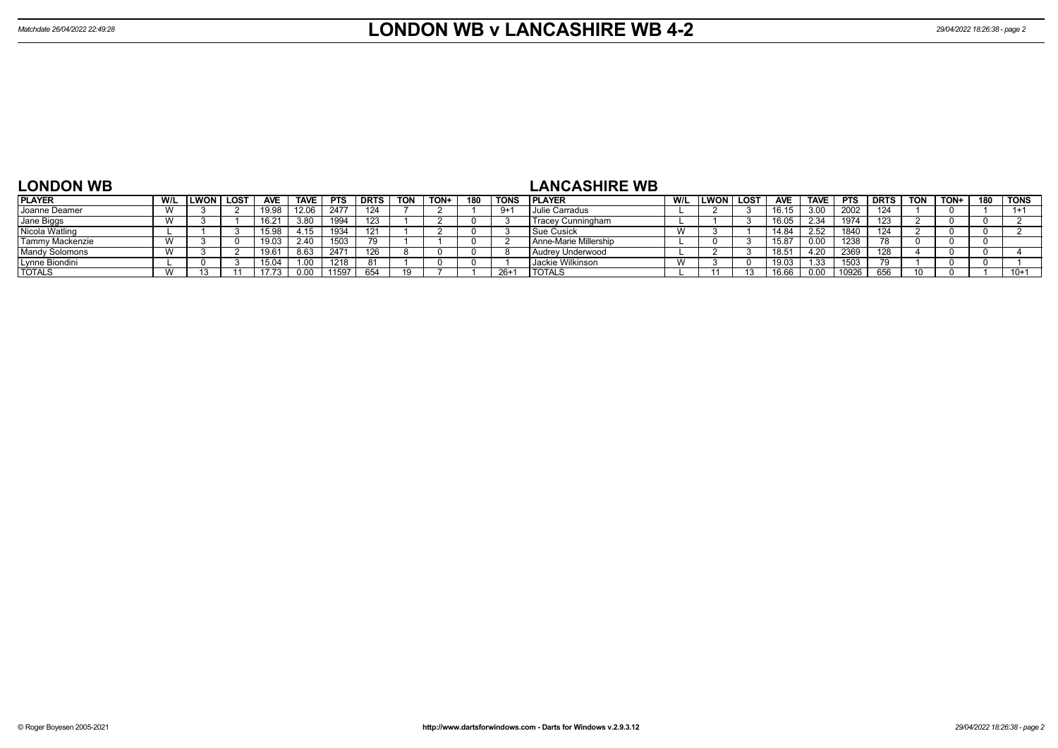# LONDON WB v LANCASHIRE WB 4-2

## LONDON WB

| PLAYER | W/L | LWON | LOST | AVE | TAVE | PTS | DRTS | TON | TON+ | 180 | TONS |
|---|---|---|---|---|---|---|---|---|---|---|---|
| Joanne Deamer | W | 3 | 2 | 19.98 | 12.06 | 2477 | 124 | 7 | 2 | 1 | 9+1 |
| Jane Biggs | W | 3 | 1 | 16.21 | 3.80 | 1994 | 123 | 1 | 2 | 0 | 3 |
| Nicola Watling | L | 1 | 3 | 15.98 | 4.15 | 1934 | 121 | 1 | 2 | 0 | 3 |
| Tammy Mackenzie | W | 3 | 0 | 19.03 | 2.40 | 1503 | 79 | 1 | 1 | 0 | 2 |
| Mandy Solomons | W | 3 | 2 | 19.61 | 8.63 | 2471 | 126 | 8 | 0 | 0 | 8 |
| Lynne Biondini | L | 0 | 3 | 15.04 | 1.00 | 1218 | 81 | 1 | 0 | 0 | 1 |
| TOTALS | W | 13 | 11 | 17.73 | 0.00 | 11597 | 654 | 19 | 7 | 1 | 26+1 |

## LANCASHIRE WB

| PLAYER | W/L | LWON | LOST | AVE | TAVE | PTS | DRTS | TON | TON+ | 180 | TONS |
|---|---|---|---|---|---|---|---|---|---|---|---|
| Julie Carradus | L | 2 | 3 | 16.15 | 3.00 | 2002 | 124 | 1 | 0 | 1 | 1+1 |
| Tracey Cunningham | L | 1 | 3 | 16.05 | 2.34 | 1974 | 123 | 2 | 0 | 0 | 2 |
| Sue Cusick | W | 3 | 1 | 14.84 | 2.52 | 1840 | 124 | 2 | 0 | 0 | 2 |
| Anne-Marie Millership | L | 0 | 3 | 15.87 | 0.00 | 1238 | 78 | 0 | 0 | 0 | |
| Audrey Underwood | L | 2 | 3 | 18.51 | 4.20 | 2369 | 128 | 4 | 0 | 0 | 4 |
| Jackie Wilkinson | W | 3 | 0 | 19.03 | 1.33 | 1503 | 79 | 1 | 0 | 0 | 1 |
| TOTALS | L | 11 | 13 | 16.66 | 0.00 | 10926 | 656 | 10 | 0 | 1 | 10+1 |